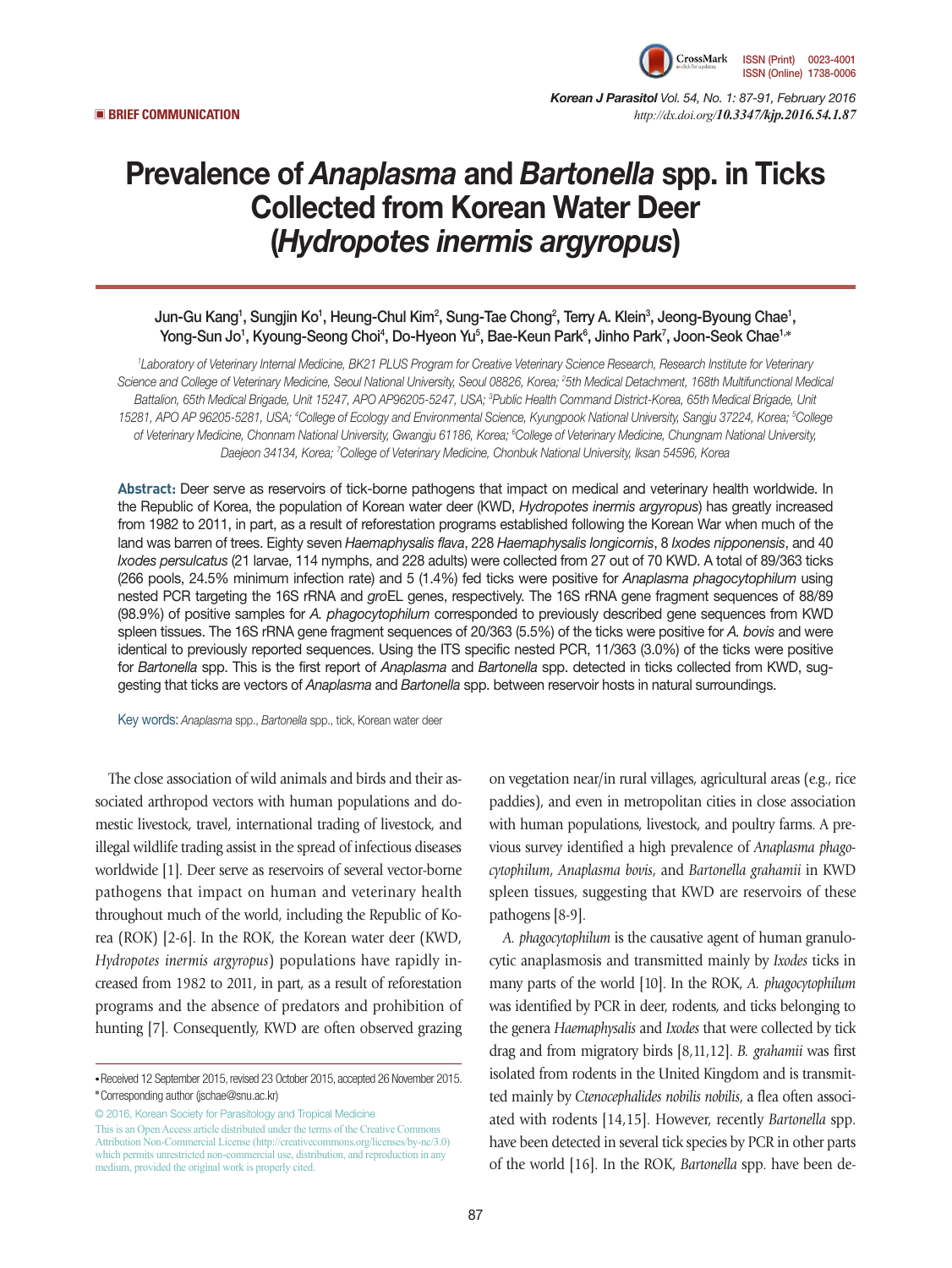**BRIEF COMMUNICATION**

# Prevalence of *Anaplasma* and *Bartonella* spp. in Ticks Collected from Korean Water Deer (*Hydropotes inermis argyropus*)

Jun-Gu Kang[1], Sungjin Ko[1], Heung-Chul Kim[2], Sung-Tae Chong[2], Terry A. Klein[3], Jeong-Byoung Chae[1], Yong-Sun Jo[1], Kyoung-Seong Choi[4], Do-Hyeon Yu[5], Bae-Keun Park[6], Jinho Park[7], Joon-Seok Chae[1,*]

[1]Laboratory of Veterinary Internal Medicine, BK21 PLUS Program for Creative Veterinary Science Research, Research Institute for Veterinary Science and College of Veterinary Medicine, Seoul National University, Seoul 08826, Korea; [2]5th Medical Detachment, 168th Multifunctional Medical Battalion, 65th Medical Brigade, Unit 15247, APO AP96205-5247, USA; [3]Public Health Command District-Korea, 65th Medical Brigade, Unit 15281, APO AP 96205-5281, USA; [4]College of Ecology and Environmental Science, Kyungpook National University, Sangju 37224, Korea; [5]College of Veterinary Medicine, Chonnam National University, Gwangju 61186, Korea; [6]College of Veterinary Medicine, Chungnam National University, Daejeon 34134, Korea; [7]College of Veterinary Medicine, Chonbuk National University, Iksan 54596, Korea

**Abstract:** Deer serve as reservoirs of tick-borne pathogens that impact on medical and veterinary health worldwide. In the Republic of Korea, the population of Korean water deer (KWD, *Hydropotes inermis argyropus*) has greatly increased from 1982 to 2011, in part, as a result of reforestation programs established following the Korean War when much of the land was barren of trees. Eighty seven *Haemaphysalis flava*, 228 *Haemaphysalis longicornis*, 8 *Ixodes nipponensis*, and 40 *Ixodes persulcatus* (21 larvae, 114 nymphs, and 228 adults) were collected from 27 out of 70 KWD. A total of 89/363 ticks (266 pools, 24.5% minimum infection rate) and 5 (1.4%) fed ticks were positive for *Anaplasma phagocytophilum* using nested PCR targeting the 16S rRNA and *gro*EL genes, respectively. The 16S rRNA gene fragment sequences of 88/89 (98.9%) of positive samples for *A. phagocytophilum* corresponded to previously described gene sequences from KWD spleen tissues. The 16S rRNA gene fragment sequences of 20/363 (5.5%) of the ticks were positive for *A. bovis* and were identical to previously reported sequences. Using the ITS specific nested PCR, 11/363 (3.0%) of the ticks were positive for *Bartonella* spp. This is the first report of *Anaplasma* and *Bartonella* spp. detected in ticks collected from KWD, suggesting that ticks are vectors of *Anaplasma* and *Bartonella* spp. between reservoir hosts in natural surroundings.

Key words: *Anaplasma* spp., *Bartonella* spp., tick, Korean water deer

The close association of wild animals and birds and their associated arthropod vectors with human populations and domestic livestock, travel, international trading of livestock, and illegal wildlife trading assist in the spread of infectious diseases worldwide [1]. Deer serve as reservoirs of several vector-borne pathogens that impact on human and veterinary health throughout much of the world, including the Republic of Korea (ROK) [2-6]. In the ROK, the Korean water deer (KWD, *Hydropotes inermis argyropus*) populations have rapidly increased from 1982 to 2011, in part, as a result of reforestation programs and the absence of predators and prohibition of hunting [7]. Consequently, KWD are often observed grazing on vegetation near/in rural villages, agricultural areas (e.g., rice paddies), and even in metropolitan cities in close association with human populations, livestock, and poultry farms. A previous survey identified a high prevalence of *Anaplasma phagocytophilum*, *Anaplasma bovis*, and *Bartonella grahamii* in KWD spleen tissues, suggesting that KWD are reservoirs of these pathogens [8-9].

*A. phagocytophilum* is the causative agent of human granulocytic anaplasmosis and transmitted mainly by *Ixodes* ticks in many parts of the world [10]. In the ROK, *A. phagocytophilum* was identified by PCR in deer, rodents, and ticks belonging to the genera *Haemaphysalis* and *Ixodes* that were collected by tick drag and from migratory birds [8,11,12]. *B. grahamii* was first isolated from rodents in the United Kingdom and is transmitted mainly by *Ctenocephalides nobilis nobilis*, a flea often associated with rodents [14,15]. However, recently *Bartonella* spp. have been detected in several tick species by PCR in other parts of the world [16]. In the ROK, *Bartonella* spp. have been de-

• Received 12 September 2015, revised 23 October 2015, accepted 26 November 2015.
* Corresponding author (jschae@snu.ac.kr)

© 2016, Korean Society for Parasitology and Tropical Medicine
This is an Open Access article distributed under the terms of the Creative Commons Attribution Non-Commercial License (http://creativecommons.org/licenses/by-nc/3.0) which permits unrestricted non-commercial use, distribution, and reproduction in any medium, provided the original work is properly cited.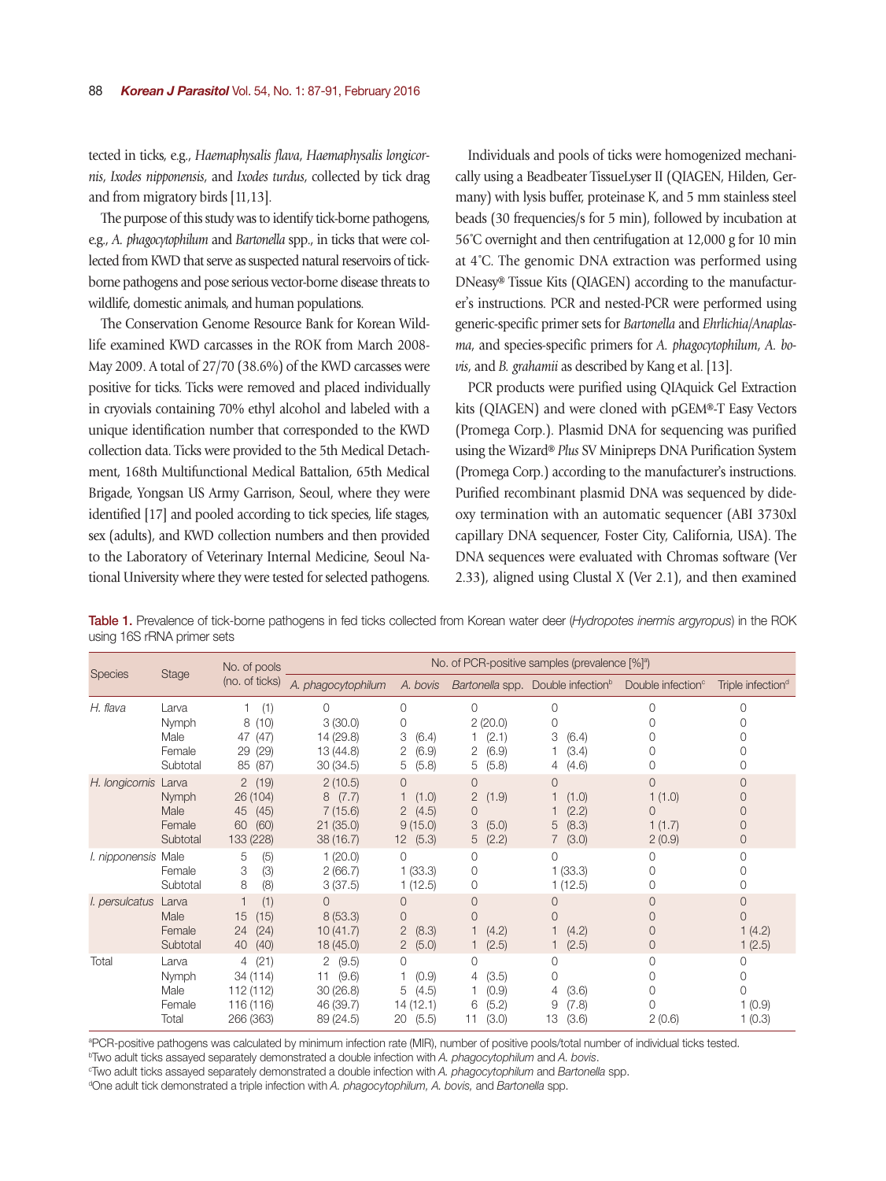tected in ticks, e.g., *Haemaphysalis flava*, *Haemaphysalis longicornis*, *Ixodes nipponensis*, and *Ixodes turdus*, collected by tick drag and from migratory birds [11,13].

The purpose of this study was to identify tick-borne pathogens, e.g., *A. phagocytophilum* and *Bartonella* spp., in ticks that were collected from KWD that serve as suspected natural reservoirs of tick-borne pathogens and pose serious vector-borne disease threats to wildlife, domestic animals, and human populations.

The Conservation Genome Resource Bank for Korean Wildlife examined KWD carcasses in the ROK from March 2008-May 2009. A total of 27/70 (38.6%) of the KWD carcasses were positive for ticks. Ticks were removed and placed individually in cryovials containing 70% ethyl alcohol and labeled with a unique identification number that corresponded to the KWD collection data. Ticks were provided to the 5th Medical Detachment, 168th Multifunctional Medical Battalion, 65th Medical Brigade, Yongsan US Army Garrison, Seoul, where they were identified [17] and pooled according to tick species, life stages, sex (adults), and KWD collection numbers and then provided to the Laboratory of Veterinary Internal Medicine, Seoul National University where they were tested for selected pathogens.

Individuals and pools of ticks were homogenized mechanically using a Beadbeater TissueLyser II (QIAGEN, Hilden, Germany) with lysis buffer, proteinase K, and 5 mm stainless steel beads (30 frequencies/s for 5 min), followed by incubation at 56˚C overnight and then centrifugation at 12,000 g for 10 min at 4˚C. The genomic DNA extraction was performed using DNeasy® Tissue Kits (QIAGEN) according to the manufacturer's instructions. PCR and nested-PCR were performed using generic-specific primer sets for *Bartonella* and *Ehrlichia*/*Anaplasma*, and species-specific primers for *A. phagocytophilum*, *A. bovis*, and *B. grahamii* as described by Kang et al. [13].

PCR products were purified using QIAquick Gel Extraction kits (QIAGEN) and were cloned with pGEM®-T Easy Vectors (Promega Corp.). Plasmid DNA for sequencing was purified using the Wizard® *Plus* SV Minipreps DNA Purification System (Promega Corp.) according to the manufacturer's instructions. Purified recombinant plasmid DNA was sequenced by dideoxy termination with an automatic sequencer (ABI 3730xl capillary DNA sequencer, Foster City, California, USA). The DNA sequences were evaluated with Chromas software (Ver 2.33), aligned using Clustal X (Ver 2.1), and then examined

Table 1. Prevalence of tick-borne pathogens in fed ticks collected from Korean water deer (*Hydropotes inermis argyropus*) in the ROK using 16S rRNA primer sets

| Species | Stage | No. of pools (no. of ticks) | No. of PCR-positive samples (prevalence [%][a]) | | | | | |
|---|---|---|---|---|---|---|---|---|
| | | | *A. phagocytophilum* | *A. bovis* | *Bartonella* spp. | Double infection[b] | Double infection[c] | Triple infection[d] |
| *H. flava* | Larva | 1 (1) | 0 | 0 | 0 | 0 | 0 | 0 |
| | Nymph | 8 (10) | 3 (30.0) | 0 | 2 (20.0) | 0 | 0 | 0 |
| | Male | 47 (47) | 14 (29.8) | 3 (6.4) | 1 (2.1) | 3 (6.4) | 0 | 0 |
| | Female | 29 (29) | 13 (44.8) | 2 (6.9) | 2 (6.9) | 1 (3.4) | 0 | 0 |
| | Subtotal | 85 (87) | 30 (34.5) | 5 (5.8) | 5 (5.8) | 4 (4.6) | 0 | 0 |
| *H. longicornis* | Larva | 2 (19) | 2 (10.5) | 0 | 0 | 0 | 0 | 0 |
| | Nymph | 26 (104) | 8 (7.7) | 1 (1.0) | 2 (1.9) | 1 (1.0) | 1 (1.0) | 0 |
| | Male | 45 (45) | 7 (15.6) | 2 (4.5) | 0 | 1 (2.2) | 0 | 0 |
| | Female | 60 (60) | 21 (35.0) | 9 (15.0) | 3 (5.0) | 5 (8.3) | 1 (1.7) | 0 |
| | Subtotal | 133 (228) | 38 (16.7) | 12 (5.3) | 5 (2.2) | 7 (3.0) | 2 (0.9) | 0 |
| *I. nipponensis* | Male | 5 (5) | 1 (20.0) | 0 | 0 | 0 | 0 | 0 |
| | Female | 3 (3) | 2 (66.7) | 1 (33.3) | 0 | 1 (33.3) | 0 | 0 |
| | Subtotal | 8 (8) | 3 (37.5) | 1 (12.5) | 0 | 1 (12.5) | 0 | 0 |
| *I. persulcatus* | Larva | 1 (1) | 0 | 0 | 0 | 0 | 0 | 0 |
| | Male | 15 (15) | 8 (53.3) | 0 | 0 | 0 | 0 | 0 |
| | Female | 24 (24) | 10 (41.7) | 2 (8.3) | 1 (4.2) | 1 (4.2) | 0 | 1 (4.2) |
| | Subtotal | 40 (40) | 18 (45.0) | 2 (5.0) | 1 (2.5) | 1 (2.5) | 0 | 1 (2.5) |
| Total | Larva | 4 (21) | 2 (9.5) | 0 | 0 | 0 | 0 | 0 |
| | Nymph | 34 (114) | 11 (9.6) | 1 (0.9) | 4 (3.5) | 0 | 0 | 0 |
| | Male | 112 (112) | 30 (26.8) | 5 (4.5) | 1 (0.9) | 4 (3.6) | 0 | 0 |
| | Female | 116 (116) | 46 (39.7) | 14 (12.1) | 6 (5.2) | 9 (7.8) | 0 | 1 (0.9) |
| | Total | 266 (363) | 89 (24.5) | 20 (5.5) | 11 (3.0) | 13 (3.6) | 2 (0.6) | 1 (0.3) |

[a]PCR-positive pathogens was calculated by minimum infection rate (MIR), number of positive pools/total number of individual ticks tested.
[b]Two adult ticks assayed separately demonstrated a double infection with *A. phagocytophilum* and *A. bovis*.
[c]Two adult ticks assayed separately demonstrated a double infection with *A. phagocytophilum* and *Bartonella* spp.
[d]One adult tick demonstrated a triple infection with *A. phagocytophilum*, *A. bovis*, and *Bartonella* spp.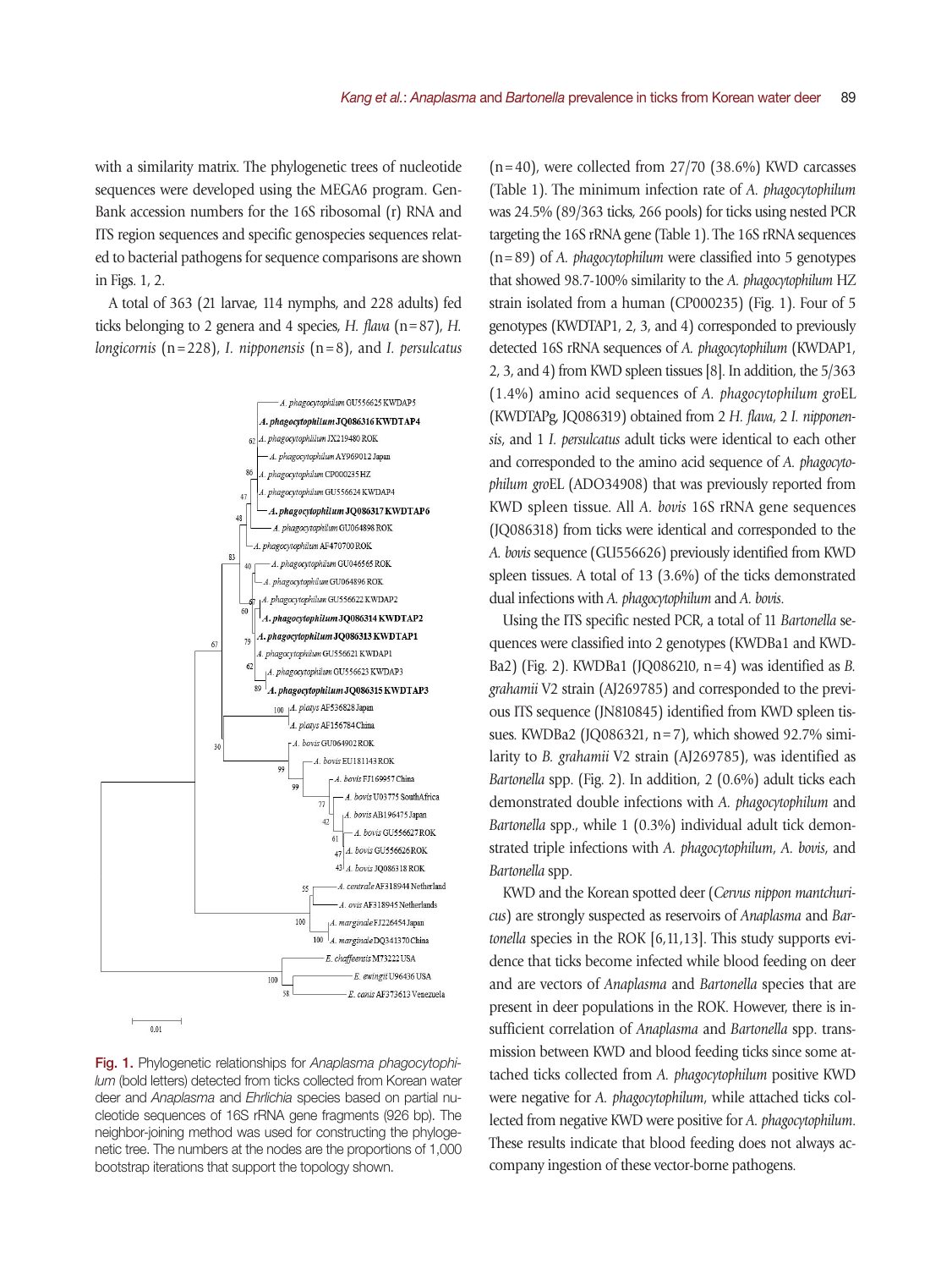with a similarity matrix. The phylogenetic trees of nucleotide sequences were developed using the MEGA6 program. GenBank accession numbers for the 16S ribosomal (r) RNA and ITS region sequences and specific genospecies sequences related to bacterial pathogens for sequence comparisons are shown in Figs. 1, 2.

A total of 363 (21 larvae, 114 nymphs, and 228 adults) fed ticks belonging to 2 genera and 4 species, *H. flava* (n = 87), *H. longicornis* (n = 228), *I. nipponensis* (n = 8), and *I. persulcatus* (n = 40), were collected from 27/70 (38.6%) KWD carcasses (Table 1). The minimum infection rate of *A. phagocytophilum* was 24.5% (89/363 ticks, 266 pools) for ticks using nested PCR targeting the 16S rRNA gene (Table 1). The 16S rRNA sequences (n = 89) of *A. phagocytophilum* were classified into 5 genotypes that showed 98.7-100% similarity to the *A. phagocytophilum* HZ strain isolated from a human (CP000235) (Fig. 1). Four of 5 genotypes (KWDTAP1, 2, 3, and 4) corresponded to previously detected 16S rRNA sequences of *A. phagocytophilum* (KWDAP1, 2, 3, and 4) from KWD spleen tissues [8]. In addition, the 5/363 (1.4%) amino acid sequences of *A. phagocytophilum gro*EL (KWDTAPg, JQ086319) obtained from 2 *H. flava*, 2 *I. nipponensis*, and 1 *I. persulcatus* adult ticks were identical to each other and corresponded to the amino acid sequence of *A. phagocytophilum gro*EL (ADO34908) that was previously reported from KWD spleen tissue. All *A. bovis* 16S rRNA gene sequences (JQ086318) from ticks were identical and corresponded to the *A. bovis* sequence (GU556626) previously identified from KWD spleen tissues. A total of 13 (3.6%) of the ticks demonstrated dual infections with *A. phagocytophilum* and *A. bovis*.

Using the ITS specific nested PCR, a total of 11 *Bartonella* sequences were classified into 2 genotypes (KWDBa1 and KWDBa2) (Fig. 2). KWDBa1 (JQ086210, n = 4) was identified as *B. grahamii* V2 strain (AJ269785) and corresponded to the previous ITS sequence (JN810845) identified from KWD spleen tissues. KWDBa2 (JQ086321, n = 7), which showed 92.7% similarity to *B. grahamii* V2 strain (AJ269785), was identified as *Bartonella* spp. (Fig. 2). In addition, 2 (0.6%) adult ticks each demonstrated double infections with *A. phagocytophilum* and *Bartonella* spp., while 1 (0.3%) individual adult tick demonstrated triple infections with *A. phagocytophilum*, *A. bovis*, and *Bartonella* spp.

KWD and the Korean spotted deer (*Cervus nippon mantchuricus*) are strongly suspected as reservoirs of *Anaplasma* and *Bartonella* species in the ROK [6,11,13]. This study supports evidence that ticks become infected while blood feeding on deer and are vectors of *Anaplasma* and *Bartonella* species that are present in deer populations in the ROK. However, there is insufficient correlation of *Anaplasma* and *Bartonella* spp. transmission between KWD and blood feeding ticks since some attached ticks collected from *A. phagocytophilum* positive KWD were negative for *A. phagocytophilum*, while attached ticks collected from negative KWD were positive for *A. phagocytophilum*. These results indicate that blood feeding does not always accompany ingestion of these vector-borne pathogens.

**Fig. 1.** Phylogenetic relationships for *Anaplasma phagocytophilum* (bold letters) detected from ticks collected from Korean water deer and *Anaplasma* and *Ehrlichia* species based on partial nucleotide sequences of 16S rRNA gene fragments (926 bp). The neighbor-joining method was used for constructing the phylogenetic tree. The numbers at the nodes are the proportions of 1,000 bootstrap iterations that support the topology shown.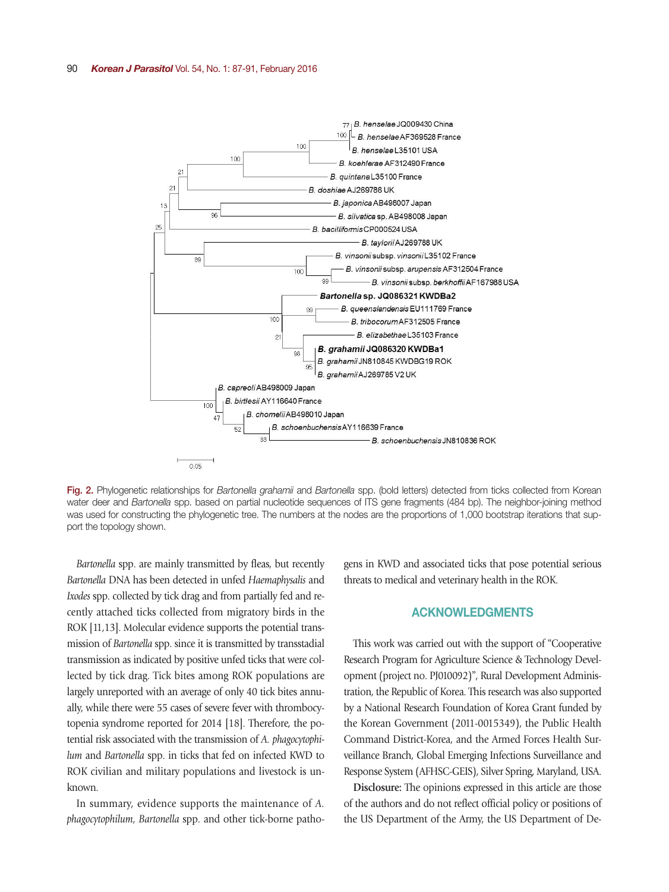Fig. 2. Phylogenetic relationships for *Bartonella grahamii* and *Bartonella* spp. (bold letters) detected from ticks collected from Korean water deer and *Bartonella* spp. based on partial nucleotide sequences of ITS gene fragments (484 bp). The neighbor-joining method was used for constructing the phylogenetic tree. The numbers at the nodes are the proportions of 1,000 bootstrap iterations that support the topology shown.

*Bartonella* spp. are mainly transmitted by fleas, but recently *Bartonella* DNA has been detected in unfed *Haemaphysalis* and *Ixodes* spp. collected by tick drag and from partially fed and recently attached ticks collected from migratory birds in the ROK [11,13]. Molecular evidence supports the potential transmission of *Bartonella* spp. since it is transmitted by transstadial transmission as indicated by positive unfed ticks that were collected by tick drag. Tick bites among ROK populations are largely unreported with an average of only 40 tick bites annually, while there were 55 cases of severe fever with thrombocytopenia syndrome reported for 2014 [18]. Therefore, the potential risk associated with the transmission of *A. phagocytophilum* and *Bartonella* spp. in ticks that fed on infected KWD to ROK civilian and military populations and livestock is unknown.

In summary, evidence supports the maintenance of *A. phagocytophilum*, *Bartonella* spp. and other tick-borne pathogens in KWD and associated ticks that pose potential serious threats to medical and veterinary health in the ROK.

## ACKNOWLEDGMENTS

This work was carried out with the support of "Cooperative Research Program for Agriculture Science & Technology Development (project no. PJ010092)", Rural Development Administration, the Republic of Korea. This research was also supported by a National Research Foundation of Korea Grant funded by the Korean Government (2011-0015349), the Public Health Command District-Korea, and the Armed Forces Health Surveillance Branch, Global Emerging Infections Surveillance and Response System (AFHSC-GEIS), Silver Spring, Maryland, USA.

**Disclosure:** The opinions expressed in this article are those of the authors and do not reflect official policy or positions of the US Department of the Army, the US Department of De-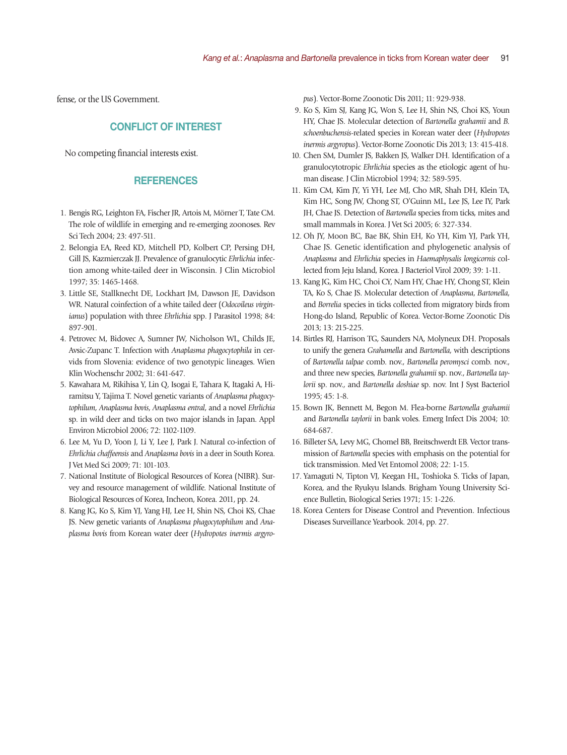fense, or the US Government.

## CONFLICT OF INTEREST

No competing financial interests exist.

## REFERENCES

1. Bengis RG, Leighton FA, Fischer JR, Artois M, Mörner T, Tate CM. The role of wildlife in emerging and re-emerging zoonoses. Rev Sci Tech 2004; 23: 497-511.
2. Belongia EA, Reed KD, Mitchell PD, Kolbert CP, Persing DH, Gill JS, Kazmierczak JJ. Prevalence of granulocytic *Ehrlichia* infection among white-tailed deer in Wisconsin. J Clin Microbiol 1997; 35: 1465-1468.
3. Little SE, Stallknecht DE, Lockhart JM, Dawson JE, Davidson WR. Natural coinfection of a white tailed deer (*Odocoileus virginianus*) population with three *Ehrlichia* spp. J Parasitol 1998; 84: 897-901.
4. Petrovec M, Bidovec A, Sumner JW, Nicholson WL, Childs JE, Avsic-Zupanc T. Infection with *Anaplasma phagocytophila* in cervids from Slovenia: evidence of two genotypic lineages. Wien Klin Wochenschr 2002; 31: 641-647.
5. Kawahara M, Rikihisa Y, Lin Q, Isogai E, Tahara K, Itagaki A, Hiramitsu Y, Tajima T. Novel genetic variants of *Anaplasma phagocytophilum*, *Anaplasma bovis*, *Anaplasma entral*, and a novel *Ehrlichia* sp. in wild deer and ticks on two major islands in Japan. Appl Environ Microbiol 2006; 72: 1102-1109.
6. Lee M, Yu D, Yoon J, Li Y, Lee J, Park J. Natural co-infection of *Ehrlichia chaffeensis* and *Anaplasma bovis* in a deer in South Korea. J Vet Med Sci 2009; 71: 101-103.
7. National Institute of Biological Resources of Korea (NIBR). Survey and resource management of wildlife. National Institute of Biological Resources of Korea, Incheon, Korea. 2011, pp. 24.
8. Kang JG, Ko S, Kim YJ, Yang HJ, Lee H, Shin NS, Choi KS, Chae JS. New genetic variants of *Anaplasma phagocytophilum* and *Anaplasma bovis* from Korean water deer (*Hydropotes inermis argyropus*). Vector-Borne Zoonotic Dis 2011; 11: 929-938.
9. Ko S, Kim SJ, Kang JG, Won S, Lee H, Shin NS, Choi KS, Youn HY, Chae JS. Molecular detection of *Bartonella grahamii* and *B. schoenbuchensis*-related species in Korean water deer (*Hydropotes inermis argyropus*). Vector-Borne Zoonotic Dis 2013; 13: 415-418.
10. Chen SM, Dumler JS, Bakken JS, Walker DH. Identification of a granulocytotropic *Ehrlichia* species as the etiologic agent of human disease. J Clin Microbiol 1994; 32: 589-595.
11. Kim CM, Kim JY, Yi YH, Lee MJ, Cho MR, Shah DH, Klein TA, Kim HC, Song JW, Chong ST, O'Guinn ML, Lee JS, Lee IY, Park JH, Chae JS. Detection of *Bartonella* species from ticks, mites and small mammals in Korea. J Vet Sci 2005; 6: 327-334.
12. Oh JY, Moon BC, Bae BK, Shin EH, Ko YH, Kim YJ, Park YH, Chae JS. Genetic identification and phylogenetic analysis of *Anaplasma* and *Ehrlichia* species in *Haemaphysalis longicornis* collected from Jeju Island, Korea. J Bacteriol Virol 2009; 39: 1-11.
13. Kang JG, Kim HC, Choi CY, Nam HY, Chae HY, Chong ST, Klein TA, Ko S, Chae JS. Molecular detection of *Anaplasma*, *Bartonella*, and *Borrelia* species in ticks collected from migratory birds from Hong-do Island, Republic of Korea. Vector-Borne Zoonotic Dis 2013; 13: 215-225.
14. Birtles RJ, Harrison TG, Saunders NA, Molyneux DH. Proposals to unify the genera *Grahamella* and *Bartonella*, with descriptions of *Bartonella talpae* comb. nov., *Bartonella peromysci* comb. nov., and three new species, *Bartonella grahamii* sp. nov., *Bartonella taylorii* sp. nov., and *Bartonella doshiae* sp. nov. Int J Syst Bacteriol 1995; 45: 1-8.
15. Bown JK, Bennett M, Begon M. Flea-borne *Bartonella grahamii* and *Bartonella taylorii* in bank voles. Emerg Infect Dis 2004; 10: 684-687.
16. Billeter SA, Levy MG, Chomel BB, Breitschwerdt EB. Vector transmission of *Bartonella* species with emphasis on the potential for tick transmission. Med Vet Entomol 2008; 22: 1-15.
17. Yamaguti N, Tipton VJ, Keegan HL, Toshioka S. Ticks of Japan, Korea, and the Ryukyu Islands. Brigham Young University Science Bulletin, Biological Series 1971; 15: 1-226.
18. Korea Centers for Disease Control and Prevention. Infectious Diseases Surveillance Yearbook. 2014, pp. 27.